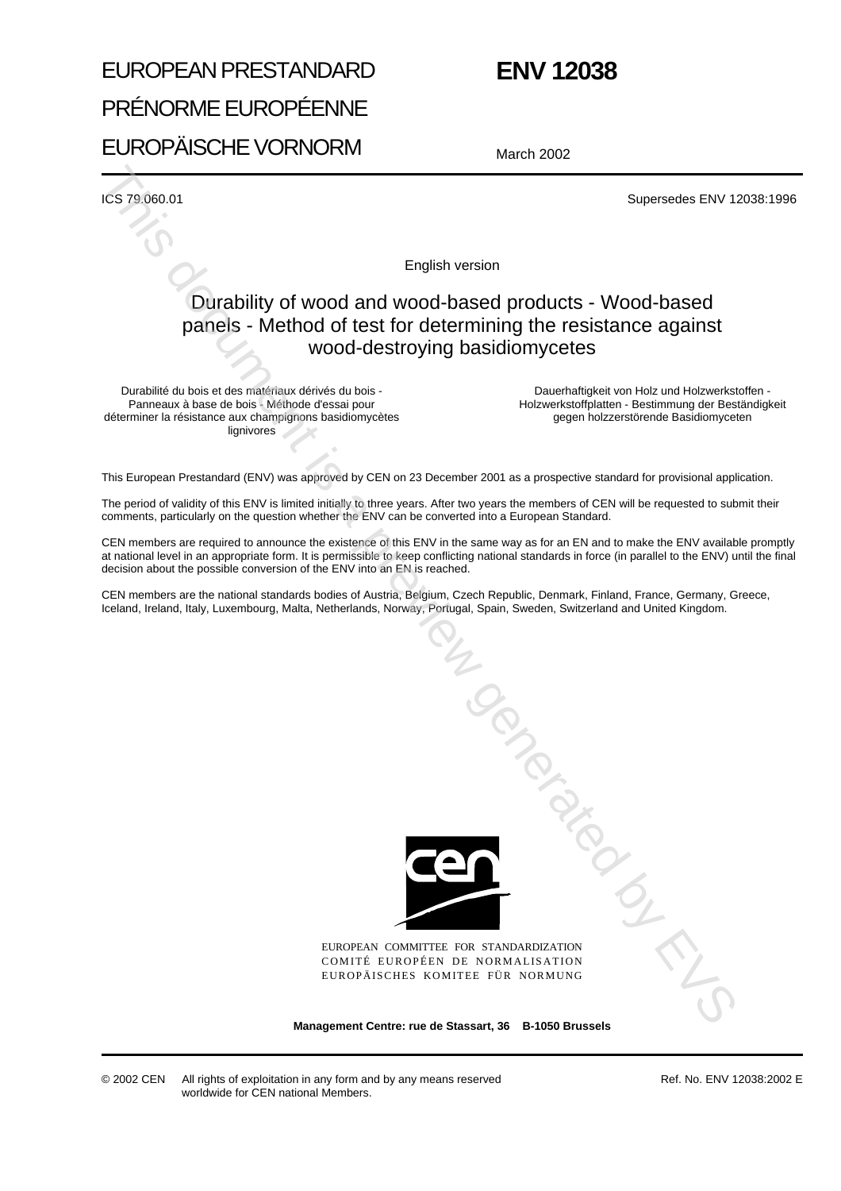# EUROPEAN PRESTANDARD

# PRÉNORME EUROPÉENNE

# EUROPÄISCHE VORNORM

# ENV 12038

March 2002

ICS 79.060.01

Supersedes ENV 12038:1996

English version

## Durability of wood and wood-based products - Wood-based panels - Method of test for determining the resistance against wood-destroying basidiomycetes

Durabilité du bois et des matériaux dérivés du bois - Panneaux à base de bois - Méthode d'essai pour déterminer la résistance aux champignons basidiomycètes lignivores

Dauerhaftigkeit von Holz und Holzwerkstoffen - Holzwerkstoffplatten - Bestimmung der Beständigkeit gegen holzzerstörende Basidiomyceten

This European Prestandard (ENV) was approved by CEN on 23 December 2001 as a prospective standard for provisional application.

The period of validity of this ENV is limited initially to three years. After two years the members of CEN will be requested to submit their comments, particularly on the question whether the ENV can be converted into a European Standard.

CEN members are required to announce the existence of this ENV in the same way as for an EN and to make the ENV available promptly at national level in an appropriate form. It is permissible to keep conflicting national standards in force (in parallel to the ENV) until the final decision about the possible conversion of the ENV into an EN is reached.

CEN members are the national standards bodies of Austria, Belgium, Czech Republic, Denmark, Finland, France, Germany, Greece, Iceland, Ireland, Italy, Luxembourg, Malta, Netherlands, Norway, Portugal, Spain, Sweden, Switzerland and United Kingdom.

EUROPEAN COMMITTEE FOR STANDARDIZATION
COMITÉ EUROPÉEN DE NORMALISATION
EUROPÄISCHES KOMITEE FÜR NORMUNG

**Management Centre: rue de Stassart, 36 B-1050 Brussels**

© 2002 CEN All rights of exploitation in any form and by any means reserved worldwide for CEN national Members.

Ref. No. ENV 12038:2002 E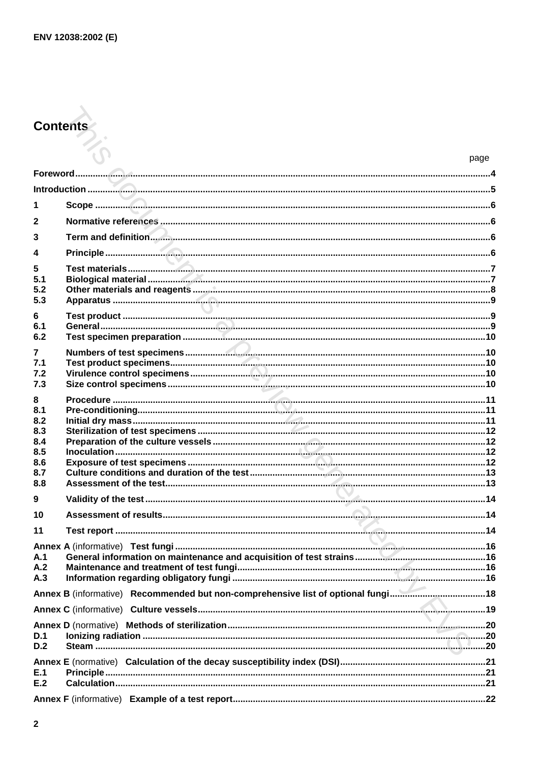# Contents

| | | page |
|---|---|---|
| **Foreword** | | **4** |
| **Introduction** | | **5** |
| **1** | **Scope** | **6** |
| **2** | **Normative references** | **6** |
| **3** | **Term and definition** | **6** |
| **4** | **Principle** | **6** |
| **5** | **Test materials** | **7** |
| **5.1** | **Biological material** | **7** |
| **5.2** | **Other materials and reagents** | **8** |
| **5.3** | **Apparatus** | **9** |
| **6** | **Test product** | **9** |
| **6.1** | **General** | **9** |
| **6.2** | **Test specimen preparation** | **10** |
| **7** | **Numbers of test specimens** | **10** |
| **7.1** | **Test product specimens** | **10** |
| **7.2** | **Virulence control specimens** | **10** |
| **7.3** | **Size control specimens** | **10** |
| **8** | **Procedure** | **11** |
| **8.1** | **Pre-conditioning** | **11** |
| **8.2** | **Initial dry mass** | **11** |
| **8.3** | **Sterilization of test specimens** | **12** |
| **8.4** | **Preparation of the culture vessels** | **12** |
| **8.5** | **Inoculation** | **12** |
| **8.6** | **Exposure of test specimens** | **12** |
| **8.7** | **Culture conditions and duration of the test** | **13** |
| **8.8** | **Assessment of the test** | **13** |
| **9** | **Validity of the test** | **14** |
| **10** | **Assessment of results** | **14** |
| **11** | **Test report** | **14** |
| **Annex A** (informative) | **Test fungi** | **16** |
| **A.1** | **General information on maintenance and acquisition of test strains** | **16** |
| **A.2** | **Maintenance and treatment of test fungi** | **16** |
| **A.3** | **Information regarding obligatory fungi** | **16** |
| **Annex B** (informative) | **Recommended but non-comprehensive list of optional fungi** | **18** |
| **Annex C** (informative) | **Culture vessels** | **19** |
| **Annex D** (normative) | **Methods of sterilization** | **20** |
| **D.1** | **Ionizing radiation** | **20** |
| **D.2** | **Steam** | **20** |
| **Annex E** (normative) | **Calculation of the decay susceptibility index (DSI)** | **21** |
| **E.1** | **Principle** | **21** |
| **E.2** | **Calculation** | **21** |
| **Annex F** (informative) | **Example of a test report** | **22** |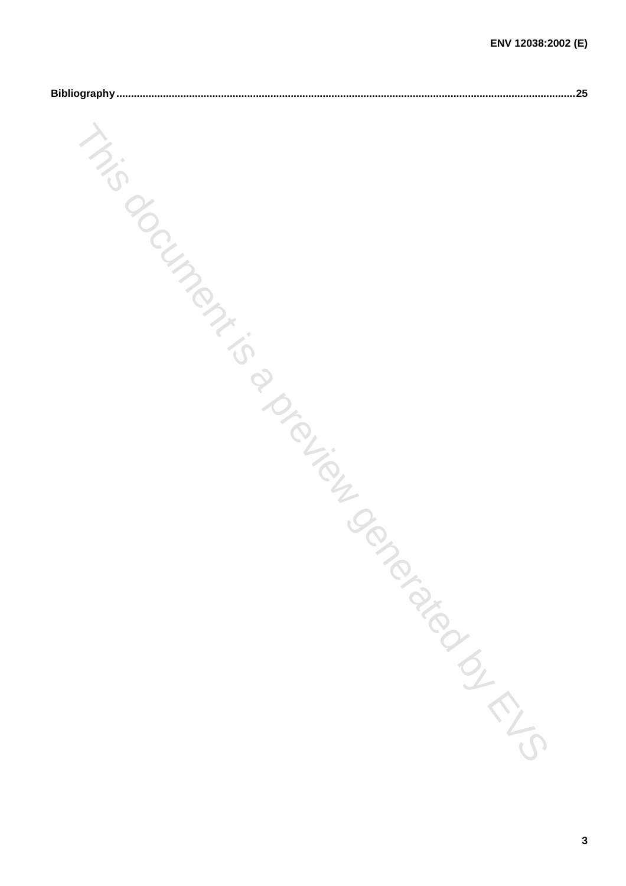**Bibliography** ........................................................................................................................................................ 25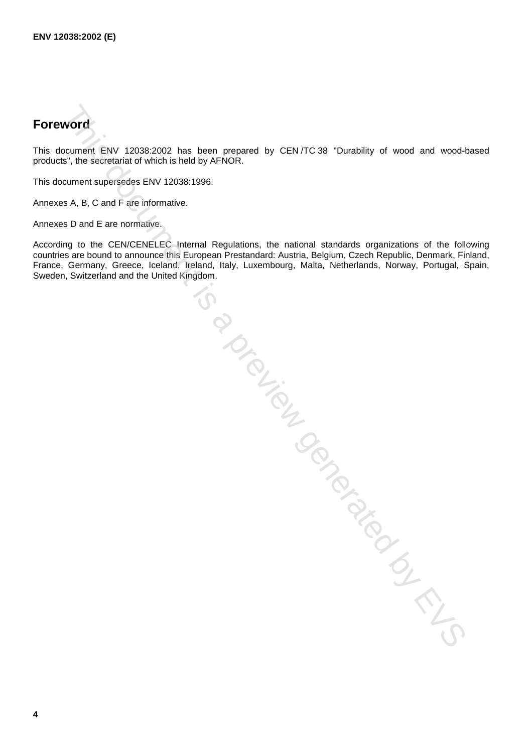# Foreword

This document ENV 12038:2002 has been prepared by CEN /TC 38 "Durability of wood and wood-based products", the secretariat of which is held by AFNOR.

This document supersedes ENV 12038:1996.

Annexes A, B, C and F are informative.

Annexes D and E are normative.

According to the CEN/CENELEC Internal Regulations, the national standards organizations of the following countries are bound to announce this European Prestandard: Austria, Belgium, Czech Republic, Denmark, Finland, France, Germany, Greece, Iceland, Ireland, Italy, Luxembourg, Malta, Netherlands, Norway, Portugal, Spain, Sweden, Switzerland and the United Kingdom.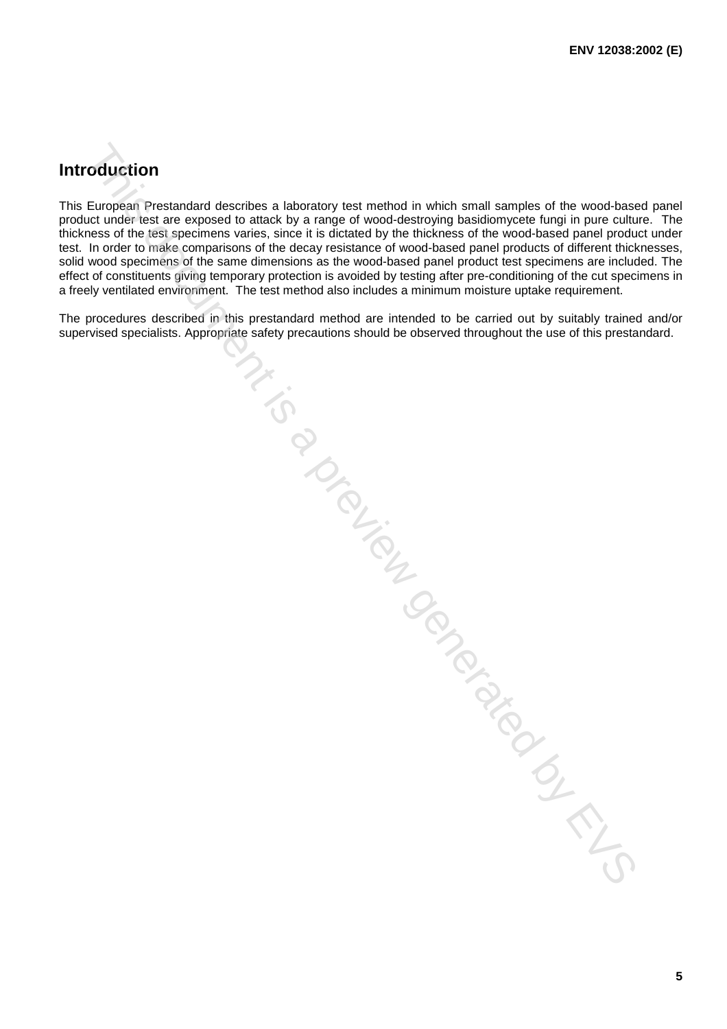## Introduction

This European Prestandard describes a laboratory test method in which small samples of the wood-based panel product under test are exposed to attack by a range of wood-destroying basidiomycete fungi in pure culture. The thickness of the test specimens varies, since it is dictated by the thickness of the wood-based panel product under test. In order to make comparisons of the decay resistance of wood-based panel products of different thicknesses, solid wood specimens of the same dimensions as the wood-based panel product test specimens are included. The effect of constituents giving temporary protection is avoided by testing after pre-conditioning of the cut specimens in a freely ventilated environment. The test method also includes a minimum moisture uptake requirement.

The procedures described in this prestandard method are intended to be carried out by suitably trained and/or supervised specialists. Appropriate safety precautions should be observed throughout the use of this prestandard.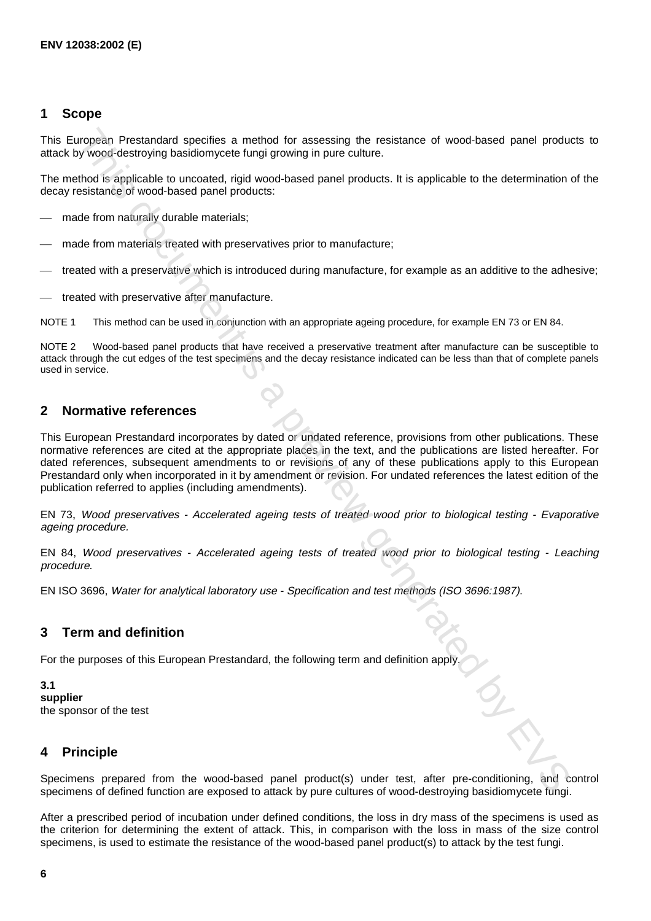## 1 Scope

This European Prestandard specifies a method for assessing the resistance of wood-based panel products to attack by wood-destroying basidiomycete fungi growing in pure culture.

The method is applicable to uncoated, rigid wood-based panel products. It is applicable to the determination of the decay resistance of wood-based panel products:

- made from naturally durable materials;
- made from materials treated with preservatives prior to manufacture;
- treated with a preservative which is introduced during manufacture, for example as an additive to the adhesive;
- treated with preservative after manufacture.

NOTE 1 This method can be used in conjunction with an appropriate ageing procedure, for example EN 73 or EN 84.

NOTE 2 Wood-based panel products that have received a preservative treatment after manufacture can be susceptible to attack through the cut edges of the test specimens and the decay resistance indicated can be less than that of complete panels used in service.

## 2 Normative references

This European Prestandard incorporates by dated or undated reference, provisions from other publications. These normative references are cited at the appropriate places in the text, and the publications are listed hereafter. For dated references, subsequent amendments to or revisions of any of these publications apply to this European Prestandard only when incorporated in it by amendment or revision. For undated references the latest edition of the publication referred to applies (including amendments).

EN 73, *Wood preservatives - Accelerated ageing tests of treated wood prior to biological testing - Evaporative ageing procedure.*

EN 84, *Wood preservatives - Accelerated ageing tests of treated wood prior to biological testing - Leaching procedure.*

EN ISO 3696, *Water for analytical laboratory use - Specification and test methods (ISO 3696:1987).*

## 3 Term and definition

For the purposes of this European Prestandard, the following term and definition apply.

**3.1**
**supplier**
the sponsor of the test

## 4 Principle

Specimens prepared from the wood-based panel product(s) under test, after pre-conditioning, and control specimens of defined function are exposed to attack by pure cultures of wood-destroying basidiomycete fungi.

After a prescribed period of incubation under defined conditions, the loss in dry mass of the specimens is used as the criterion for determining the extent of attack. This, in comparison with the loss in mass of the size control specimens, is used to estimate the resistance of the wood-based panel product(s) to attack by the test fungi.